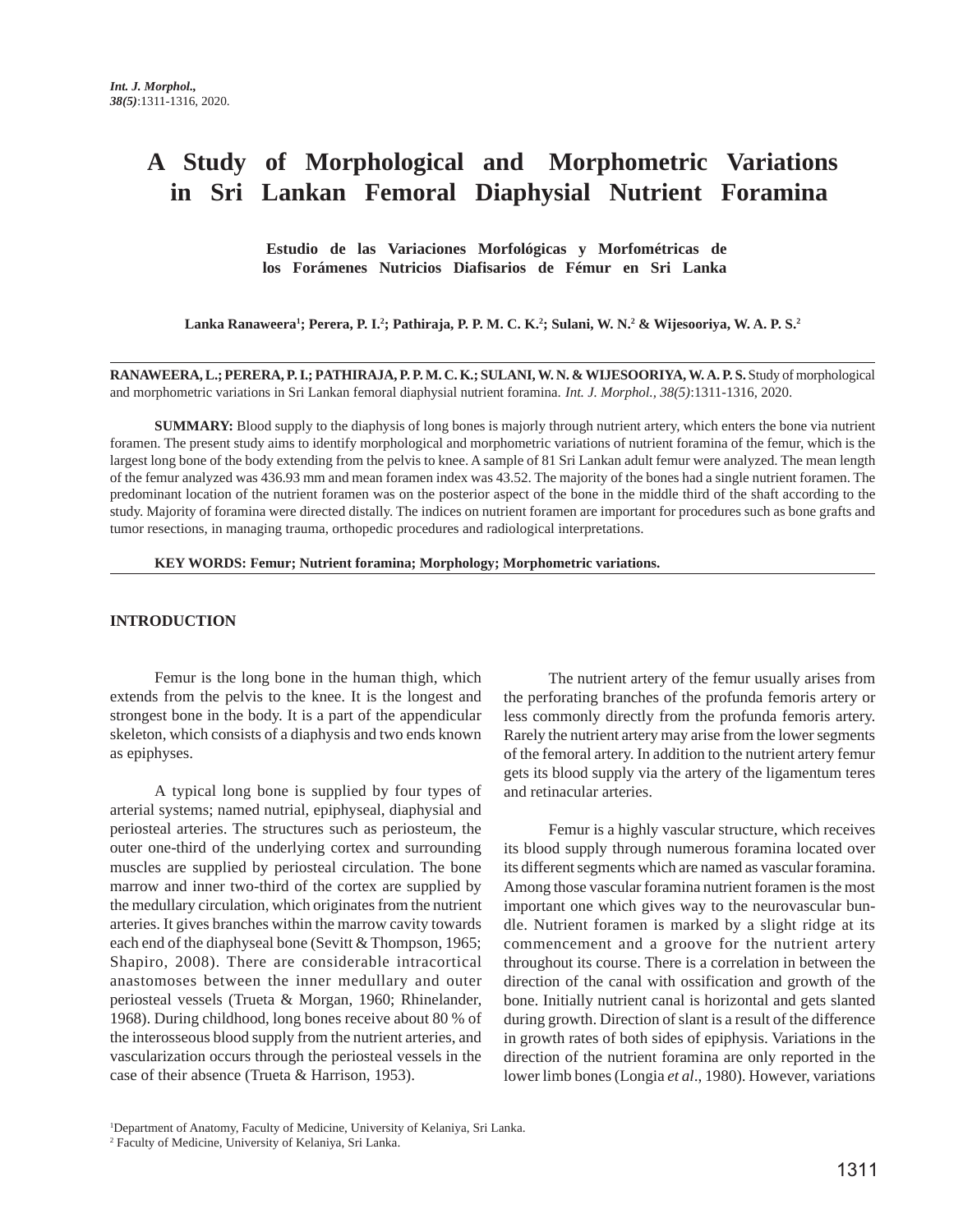# A Study of Morphological and Morphometric Variations in Sri Lankan Femoral Diaphysial Nutrient Foramina

**Estudio de las Variaciones Morfológicas y Morfométricas de los Forámenes Nutricios Diafisarios de Fémur en Sri Lanka**

**Lanka Ranaweera[1]; Perera, P. I.[2]; Pathiraja, P. P. M. C. K.[2]; Sulani, W. N.[2] & Wijesooriya, W. A. P. S.[2]**

**RANAWEERA, L.; PERERA, P. I.; PATHIRAJA, P. P. M. C. K.; SULANI, W. N. & WIJESOORIYA, W. A. P. S.** Study of morphological and morphometric variations in Sri Lankan femoral diaphysial nutrient foramina. *Int. J. Morphol., 38(5)*:1311-1316, 2020.

**SUMMARY:** Blood supply to the diaphysis of long bones is majorly through nutrient artery, which enters the bone via nutrient foramen. The present study aims to identify morphological and morphometric variations of nutrient foramina of the femur, which is the largest long bone of the body extending from the pelvis to knee. A sample of 81 Sri Lankan adult femur were analyzed. The mean length of the femur analyzed was 436.93 mm and mean foramen index was 43.52. The majority of the bones had a single nutrient foramen. The predominant location of the nutrient foramen was on the posterior aspect of the bone in the middle third of the shaft according to the study. Majority of foramina were directed distally. The indices on nutrient foramen are important for procedures such as bone grafts and tumor resections, in managing trauma, orthopedic procedures and radiological interpretations.

**KEY WORDS: Femur; Nutrient foramina; Morphology; Morphometric variations.**

## INTRODUCTION

Femur is the long bone in the human thigh, which extends from the pelvis to the knee. It is the longest and strongest bone in the body. It is a part of the appendicular skeleton, which consists of a diaphysis and two ends known as epiphyses.

A typical long bone is supplied by four types of arterial systems; named nutrial, epiphyseal, diaphysial and periosteal arteries. The structures such as periosteum, the outer one-third of the underlying cortex and surrounding muscles are supplied by periosteal circulation. The bone marrow and inner two-third of the cortex are supplied by the medullary circulation, which originates from the nutrient arteries. It gives branches within the marrow cavity towards each end of the diaphyseal bone (Sevitt & Thompson, 1965; Shapiro, 2008). There are considerable intracortical anastomoses between the inner medullary and outer periosteal vessels (Trueta & Morgan, 1960; Rhinelander, 1968). During childhood, long bones receive about 80 % of the interosseous blood supply from the nutrient arteries, and vascularization occurs through the periosteal vessels in the case of their absence (Trueta & Harrison, 1953).

The nutrient artery of the femur usually arises from the perforating branches of the profunda femoris artery or less commonly directly from the profunda femoris artery. Rarely the nutrient artery may arise from the lower segments of the femoral artery. In addition to the nutrient artery femur gets its blood supply via the artery of the ligamentum teres and retinacular arteries.

Femur is a highly vascular structure, which receives its blood supply through numerous foramina located over its different segments which are named as vascular foramina. Among those vascular foramina nutrient foramen is the most important one which gives way to the neurovascular bundle. Nutrient foramen is marked by a slight ridge at its commencement and a groove for the nutrient artery throughout its course. There is a correlation in between the direction of the canal with ossification and growth of the bone. Initially nutrient canal is horizontal and gets slanted during growth. Direction of slant is a result of the difference in growth rates of both sides of epiphysis. Variations in the direction of the nutrient foramina are only reported in the lower limb bones (Longia *et al*., 1980). However, variations

[1]Department of Anatomy, Faculty of Medicine, University of Kelaniya, Sri Lanka.
[2] Faculty of Medicine, University of Kelaniya, Sri Lanka.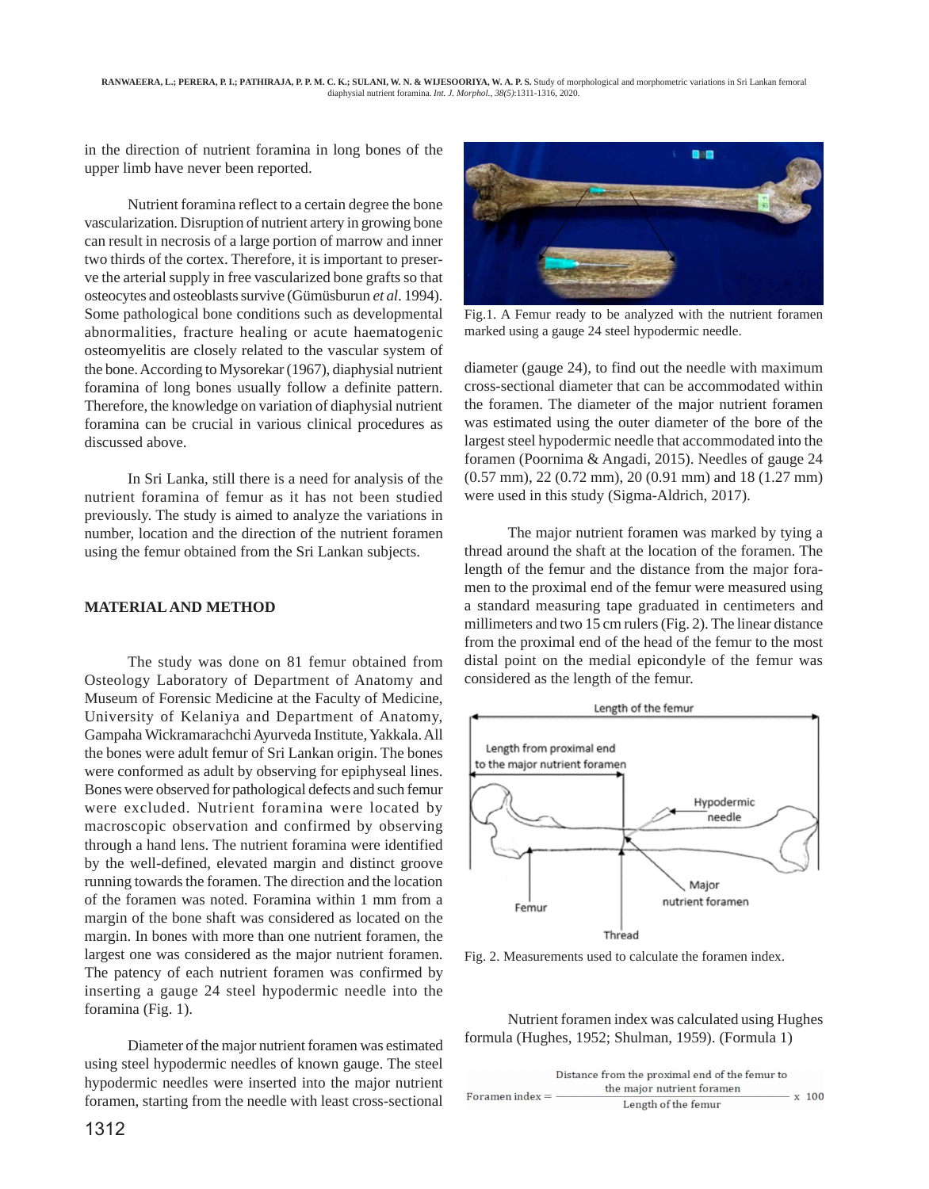in the direction of nutrient foramina in long bones of the upper limb have never been reported.

Nutrient foramina reflect to a certain degree the bone vascularization. Disruption of nutrient artery in growing bone can result in necrosis of a large portion of marrow and inner two thirds of the cortex. Therefore, it is important to preserve the arterial supply in free vascularized bone grafts so that osteocytes and osteoblasts survive (Gümüsburun *et al*. 1994). Some pathological bone conditions such as developmental abnormalities, fracture healing or acute haematogenic osteomyelitis are closely related to the vascular system of the bone. According to Mysorekar (1967), diaphysial nutrient foramina of long bones usually follow a definite pattern. Therefore, the knowledge on variation of diaphysial nutrient foramina can be crucial in various clinical procedures as discussed above.

In Sri Lanka, still there is a need for analysis of the nutrient foramina of femur as it has not been studied previously. The study is aimed to analyze the variations in number, location and the direction of the nutrient foramen using the femur obtained from the Sri Lankan subjects.

## MATERIAL AND METHOD

The study was done on 81 femur obtained from Osteology Laboratory of Department of Anatomy and Museum of Forensic Medicine at the Faculty of Medicine, University of Kelaniya and Department of Anatomy, Gampaha Wickramarachchi Ayurveda Institute, Yakkala. All the bones were adult femur of Sri Lankan origin. The bones were conformed as adult by observing for epiphyseal lines. Bones were observed for pathological defects and such femur were excluded. Nutrient foramina were located by macroscopic observation and confirmed by observing through a hand lens. The nutrient foramina were identified by the well-defined, elevated margin and distinct groove running towards the foramen. The direction and the location of the foramen was noted. Foramina within 1 mm from a margin of the bone shaft was considered as located on the margin. In bones with more than one nutrient foramen, the largest one was considered as the major nutrient foramen. The patency of each nutrient foramen was confirmed by inserting a gauge 24 steel hypodermic needle into the foramina (Fig. 1).

Diameter of the major nutrient foramen was estimated using steel hypodermic needles of known gauge. The steel hypodermic needles were inserted into the major nutrient foramen, starting from the needle with least cross-sectional diameter (gauge 24), to find out the needle with maximum cross-sectional diameter that can be accommodated within the foramen. The diameter of the major nutrient foramen was estimated using the outer diameter of the bore of the largest steel hypodermic needle that accommodated into the foramen (Poornima & Angadi, 2015). Needles of gauge 24 (0.57 mm), 22 (0.72 mm), 20 (0.91 mm) and 18 (1.27 mm) were used in this study (Sigma-Aldrich, 2017).

Fig.1. A Femur ready to be analyzed with the nutrient foramen marked using a gauge 24 steel hypodermic needle.

The major nutrient foramen was marked by tying a thread around the shaft at the location of the foramen. The length of the femur and the distance from the major foramen to the proximal end of the femur were measured using a standard measuring tape graduated in centimeters and millimeters and two 15 cm rulers (Fig. 2). The linear distance from the proximal end of the head of the femur to the most distal point on the medial epicondyle of the femur was considered as the length of the femur.

Length of the femur
Length from proximal end to the major nutrient foramen
Hypodermic needle
Major nutrient foramen
Femur
Thread

Fig. 2. Measurements used to calculate the foramen index.

Nutrient foramen index was calculated using Hughes formula (Hughes, 1952; Shulman, 1959). (Formula 1)

$$\text{Foramen index} = \frac{\text{Distance from the proximal end of the femur to the major nutrient foramen}}{\text{Length of the femur}} \times 100$$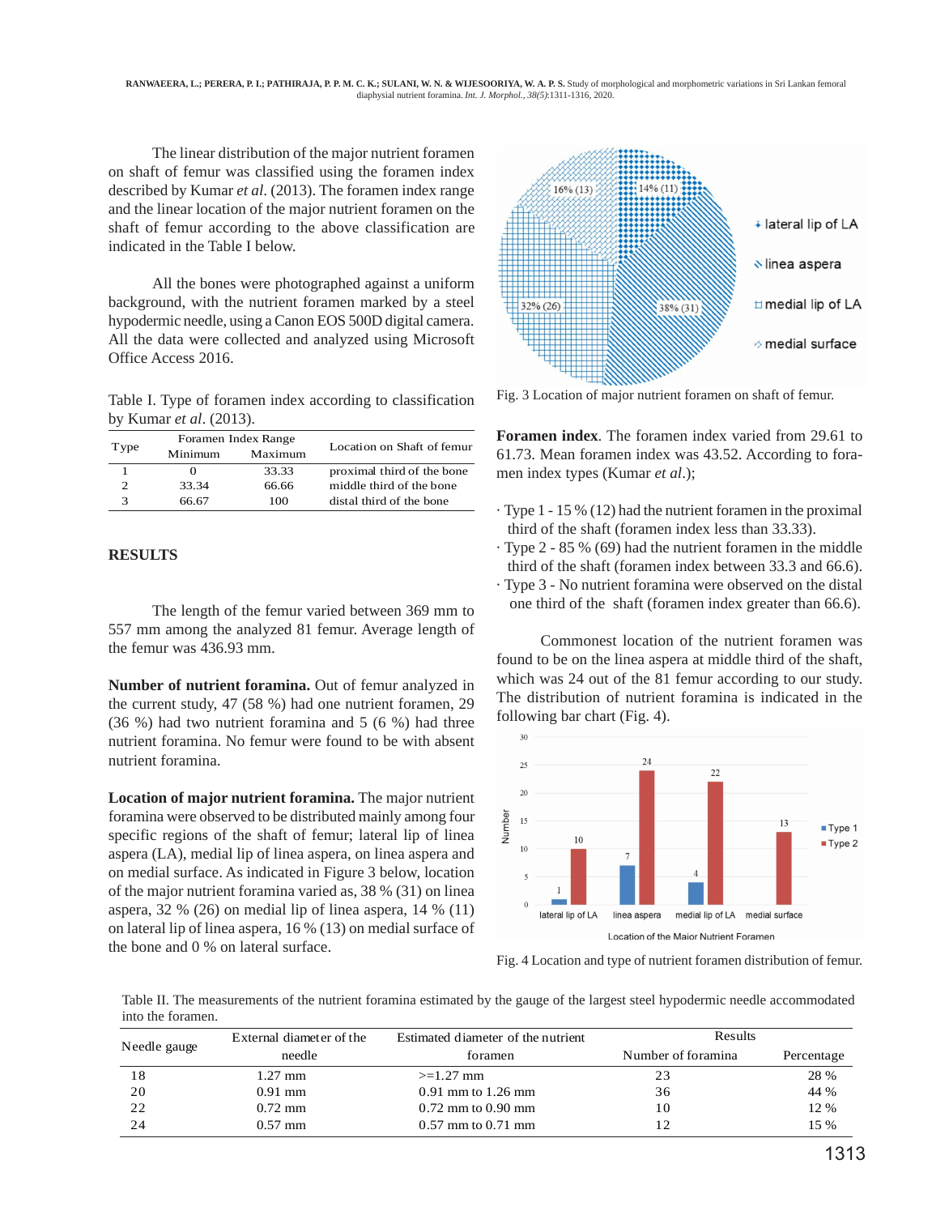The linear distribution of the major nutrient foramen on shaft of femur was classified using the foramen index described by Kumar *et al*. (2013). The foramen index range and the linear location of the major nutrient foramen on the shaft of femur according to the above classification are indicated in the Table I below.

All the bones were photographed against a uniform background, with the nutrient foramen marked by a steel hypodermic needle, using a Canon EOS 500D digital camera. All the data were collected and analyzed using Microsoft Office Access 2016.

Table I. Type of foramen index according to classification by Kumar *et al*. (2013).

| Type | Foramen Index Range | | Location on Shaft of femur |
|---|---|---|---|
| | Minimum | Maximum | |
| 1 | 0 | 33.33 | proximal third of the bone |
| 2 | 33.34 | 66.66 | middle third of the bone |
| 3 | 66.67 | 100 | distal third of the bone |

## RESULTS

The length of the femur varied between 369 mm to 557 mm among the analyzed 81 femur. Average length of the femur was 436.93 mm.

**Number of nutrient foramina.** Out of femur analyzed in the current study, 47 (58 %) had one nutrient foramen, 29 (36 %) had two nutrient foramina and 5 (6 %) had three nutrient foramina. No femur were found to be with absent nutrient foramina.

**Location of major nutrient foramina.** The major nutrient foramina were observed to be distributed mainly among four specific regions of the shaft of femur; lateral lip of linea aspera (LA), medial lip of linea aspera, on linea aspera and on medial surface. As indicated in Figure 3 below, location of the major nutrient foramina varied as, 38 % (31) on linea aspera, 32 % (26) on medial lip of linea aspera, 14 % (11) on lateral lip of linea aspera, 16 % (13) on medial surface of the bone and 0 % on lateral surface.

16% (13)
14% (11)
32% (26)
38% (31)
lateral lip of LA
linea aspera
medial lip of LA
medial surface

Fig. 3 Location of major nutrient foramen on shaft of femur.

**Foramen index**. The foramen index varied from 29.61 to 61.73. Mean foramen index was 43.52. According to foramen index types (Kumar *et al*.);

- Type 1 - 15 % (12) had the nutrient foramen in the proximal third of the shaft (foramen index less than 33.33).
- Type 2 - 85 % (69) had the nutrient foramen in the middle third of the shaft (foramen index between 33.3 and 66.6).
- Type 3 - No nutrient foramina were observed on the distal one third of the shaft (foramen index greater than 66.6).

Commonest location of the nutrient foramen was found to be on the linea aspera at middle third of the shaft, which was 24 out of the 81 femur according to our study. The distribution of nutrient foramina is indicated in the following bar chart (Fig. 4).

30
25
20
15
10
5
0
Number
1
10
7
24
4
22
13
lateral lip of LA
linea aspera
medial lip of LA
medial surface
Type 1
Type 2
Location of the Major Nutrient Foramen

Fig. 4 Location and type of nutrient foramen distribution of femur.

Table II. The measurements of the nutrient foramina estimated by the gauge of the largest steel hypodermic needle accommodated into the foramen.

| Needle gauge | External diameter of the needle | Estimated diameter of the nutrient foramen | Results | |
|---|---|---|---|---|
| | | | Number of foramina | Percentage |
| 18 | 1.27 mm | >=1.27 mm | 23 | 28 % |
| 20 | 0.91 mm | 0.91 mm to 1.26 mm | 36 | 44 % |
| 22 | 0.72 mm | 0.72 mm to 0.90 mm | 10 | 12 % |
| 24 | 0.57 mm | 0.57 mm to 0.71 mm | 12 | 15 % |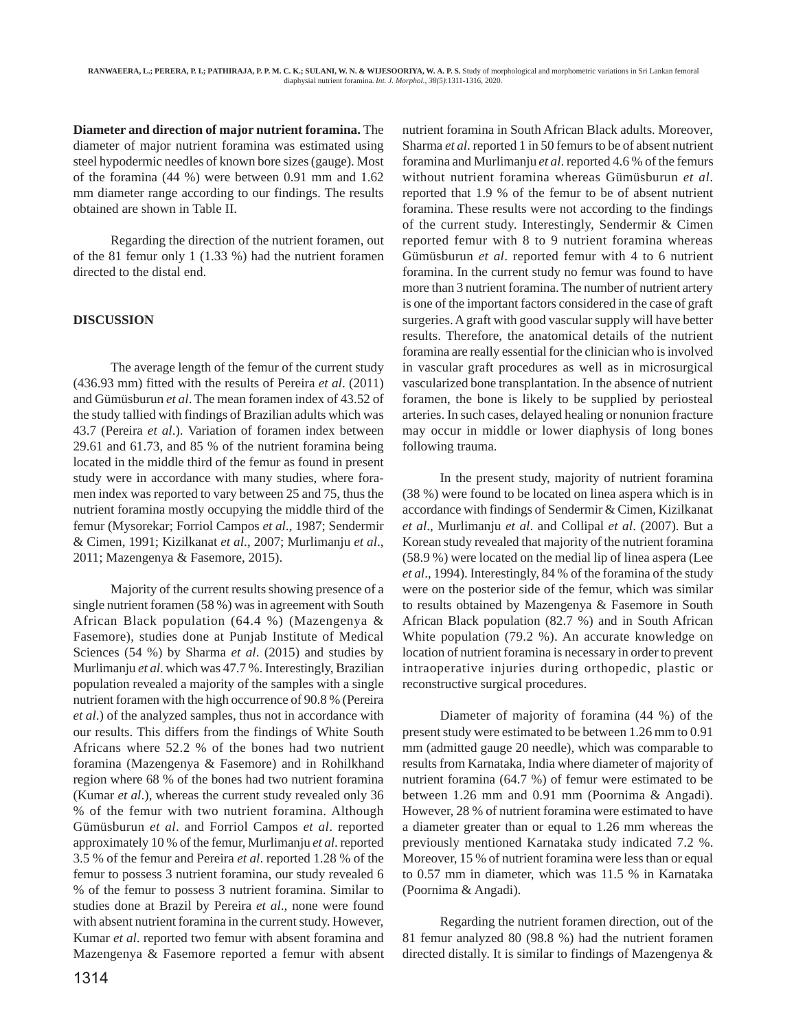**Diameter and direction of major nutrient foramina.** The diameter of major nutrient foramina was estimated using steel hypodermic needles of known bore sizes (gauge). Most of the foramina (44 %) were between 0.91 mm and 1.62 mm diameter range according to our findings. The results obtained are shown in Table II.

Regarding the direction of the nutrient foramen, out of the 81 femur only 1 (1.33 %) had the nutrient foramen directed to the distal end.

## DISCUSSION

The average length of the femur of the current study (436.93 mm) fitted with the results of Pereira *et al*. (2011) and Gümüsburun *et al*. The mean foramen index of 43.52 of the study tallied with findings of Brazilian adults which was 43.7 (Pereira *et al*.). Variation of foramen index between 29.61 and 61.73, and 85 % of the nutrient foramina being located in the middle third of the femur as found in present study were in accordance with many studies, where foramen index was reported to vary between 25 and 75, thus the nutrient foramina mostly occupying the middle third of the femur (Mysorekar; Forriol Campos *et al*., 1987; Sendermir & Cimen, 1991; Kizilkanat *et al*., 2007; Murlimanju *et al*., 2011; Mazengenya & Fasemore, 2015).

Majority of the current results showing presence of a single nutrient foramen (58 %) was in agreement with South African Black population (64.4 %) (Mazengenya & Fasemore), studies done at Punjab Institute of Medical Sciences (54 %) by Sharma *et al*. (2015) and studies by Murlimanju *et al*. which was 47.7 %. Interestingly, Brazilian population revealed a majority of the samples with a single nutrient foramen with the high occurrence of 90.8 % (Pereira *et al*.) of the analyzed samples, thus not in accordance with our results. This differs from the findings of White South Africans where 52.2 % of the bones had two nutrient foramina (Mazengenya & Fasemore) and in Rohilkhand region where 68 % of the bones had two nutrient foramina (Kumar *et al*.), whereas the current study revealed only 36 % of the femur with two nutrient foramina. Although Gümüsburun *et al*. and Forriol Campos *et al*. reported approximately 10 % of the femur, Murlimanju *et al*. reported 3.5 % of the femur and Pereira *et al*. reported 1.28 % of the femur to possess 3 nutrient foramina, our study revealed 6 % of the femur to possess 3 nutrient foramina. Similar to studies done at Brazil by Pereira *et al*., none were found with absent nutrient foramina in the current study. However, Kumar *et al*. reported two femur with absent foramina and Mazengenya & Fasemore reported a femur with absent nutrient foramina in South African Black adults. Moreover, Sharma *et al*. reported 1 in 50 femurs to be of absent nutrient foramina and Murlimanju *et al*. reported 4.6 % of the femurs without nutrient foramina whereas Gümüsburun *et al*. reported that 1.9 % of the femur to be of absent nutrient foramina. These results were not according to the findings of the current study. Interestingly, Sendermir & Cimen reported femur with 8 to 9 nutrient foramina whereas Gümüsburun *et al*. reported femur with 4 to 6 nutrient foramina. In the current study no femur was found to have more than 3 nutrient foramina. The number of nutrient artery is one of the important factors considered in the case of graft surgeries. A graft with good vascular supply will have better results. Therefore, the anatomical details of the nutrient foramina are really essential for the clinician who is involved in vascular graft procedures as well as in microsurgical vascularized bone transplantation. In the absence of nutrient foramen, the bone is likely to be supplied by periosteal arteries. In such cases, delayed healing or nonunion fracture may occur in middle or lower diaphysis of long bones following trauma.

In the present study, majority of nutrient foramina (38 %) were found to be located on linea aspera which is in accordance with findings of Sendermir & Cimen, Kizilkanat *et al*., Murlimanju *et al*. and Collipal *et al*. (2007). But a Korean study revealed that majority of the nutrient foramina (58.9 %) were located on the medial lip of linea aspera (Lee *et al*., 1994). Interestingly, 84 % of the foramina of the study were on the posterior side of the femur, which was similar to results obtained by Mazengenya & Fasemore in South African Black population (82.7 %) and in South African White population (79.2 %). An accurate knowledge on location of nutrient foramina is necessary in order to prevent intraoperative injuries during orthopedic, plastic or reconstructive surgical procedures.

Diameter of majority of foramina (44 %) of the present study were estimated to be between 1.26 mm to 0.91 mm (admitted gauge 20 needle), which was comparable to results from Karnataka, India where diameter of majority of nutrient foramina (64.7 %) of femur were estimated to be between 1.26 mm and 0.91 mm (Poornima & Angadi). However, 28 % of nutrient foramina were estimated to have a diameter greater than or equal to 1.26 mm whereas the previously mentioned Karnataka study indicated 7.2 %. Moreover, 15 % of nutrient foramina were less than or equal to 0.57 mm in diameter, which was 11.5 % in Karnataka (Poornima & Angadi).

Regarding the nutrient foramen direction, out of the 81 femur analyzed 80 (98.8 %) had the nutrient foramen directed distally. It is similar to findings of Mazengenya &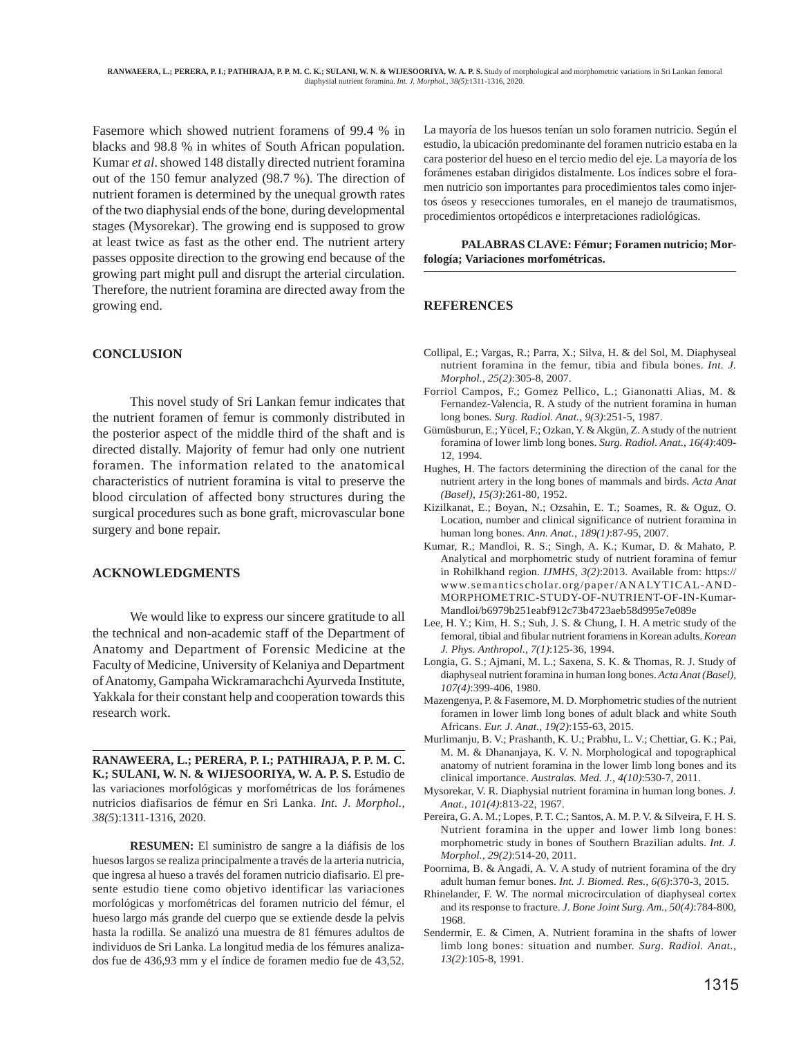Fasemore which showed nutrient foramens of 99.4 % in blacks and 98.8 % in whites of South African population. Kumar *et al*. showed 148 distally directed nutrient foramina out of the 150 femur analyzed (98.7 %). The direction of nutrient foramen is determined by the unequal growth rates of the two diaphysial ends of the bone, during developmental stages (Mysorekar). The growing end is supposed to grow at least twice as fast as the other end. The nutrient artery passes opposite direction to the growing end because of the growing part might pull and disrupt the arterial circulation. Therefore, the nutrient foramina are directed away from the growing end.

## CONCLUSION

This novel study of Sri Lankan femur indicates that the nutrient foramen of femur is commonly distributed in the posterior aspect of the middle third of the shaft and is directed distally. Majority of femur had only one nutrient foramen. The information related to the anatomical characteristics of nutrient foramina is vital to preserve the blood circulation of affected bony structures during the surgical procedures such as bone graft, microvascular bone surgery and bone repair.

## ACKNOWLEDGMENTS

We would like to express our sincere gratitude to all the technical and non-academic staff of the Department of Anatomy and Department of Forensic Medicine at the Faculty of Medicine, University of Kelaniya and Department of Anatomy, Gampaha Wickramarachchi Ayurveda Institute, Yakkala for their constant help and cooperation towards this research work.

---

**RANAWEERA, L.; PERERA, P. I.; PATHIRAJA, P. P. M. C. K.; SULANI, W. N. & WIJESOORIYA, W. A. P. S.** Estudio de las variaciones morfológicas y morfométricas de los forámenes nutricios diafisarios de fémur en Sri Lanka. *Int. J. Morphol., 38(5)*:1311-1316, 2020.

**RESUMEN:** El suministro de sangre a la diáfisis de los huesos largos se realiza principalmente a través de la arteria nutricia, que ingresa al hueso a través del foramen nutricio diafisario. El presente estudio tiene como objetivo identificar las variaciones morfológicas y morfométricas del foramen nutricio del fémur, el hueso largo más grande del cuerpo que se extiende desde la pelvis hasta la rodilla. Se analizó una muestra de 81 fémures adultos de individuos de Sri Lanka. La longitud media de los fémures analizados fue de 436,93 mm y el índice de foramen medio fue de 43,52. La mayoría de los huesos tenían un solo foramen nutricio. Según el estudio, la ubicación predominante del foramen nutricio estaba en la cara posterior del hueso en el tercio medio del eje. La mayoría de los forámenes estaban dirigidos distalmente. Los índices sobre el foramen nutricio son importantes para procedimientos tales como injertos óseos y resecciones tumorales, en el manejo de traumatismos, procedimientos ortopédicos e interpretaciones radiológicas.

**PALABRAS CLAVE: Fémur; Foramen nutricio; Morfología; Variaciones morfométricas.**

---

## REFERENCES

Collipal, E.; Vargas, R.; Parra, X.; Silva, H. & del Sol, M. Diaphyseal nutrient foramina in the femur, tibia and fibula bones. *Int. J. Morphol., 25(2)*:305-8, 2007.

Forriol Campos, F.; Gomez Pellico, L.; Gianonatti Alias, M. & Fernandez-Valencia, R. A study of the nutrient foramina in human long bones. *Surg. Radiol. Anat., 9(3)*:251-5, 1987.

Gümüsburun, E.; Yücel, F.; Ozkan, Y. & Akgün, Z. A study of the nutrient foramina of lower limb long bones. *Surg. Radiol. Anat., 16(4)*:409-12, 1994.

Hughes, H. The factors determining the direction of the canal for the nutrient artery in the long bones of mammals and birds. *Acta Anat (Basel), 15(3)*:261-80, 1952.

Kizilkanat, E.; Boyan, N.; Ozsahin, E. T.; Soames, R. & Oguz, O. Location, number and clinical significance of nutrient foramina in human long bones. *Ann. Anat., 189(1)*:87-95, 2007.

Kumar, R.; Mandloi, R. S.; Singh, A. K.; Kumar, D. & Mahato, P. Analytical and morphometric study of nutrient foramina of femur in Rohilkhand region. *IJMHS, 3(2)*:2013. Available from: https://www.semanticscholar.org/paper/ANALYTICAL-AND-MORPHOMETRIC-STUDY-OF-NUTRIENT-OF-IN-Kumar-Mandloi/b6979b251eabf912c73b4723aeb58d995e7e089e

Lee, H. Y.; Kim, H. S.; Suh, J. S. & Chung, I. H. A metric study of the femoral, tibial and fibular nutrient foramens in Korean adults. *Korean J. Phys. Anthropol., 7(1)*:125-36, 1994.

Longia, G. S.; Ajmani, M. L.; Saxena, S. K. & Thomas, R. J. Study of diaphyseal nutrient foramina in human long bones. *Acta Anat (Basel), 107(4)*:399-406, 1980.

Mazengenya, P. & Fasemore, M. D. Morphometric studies of the nutrient foramen in lower limb long bones of adult black and white South Africans. *Eur. J. Anat., 19(2)*:155-63, 2015.

Murlimanju, B. V.; Prashanth, K. U.; Prabhu, L. V.; Chettiar, G. K.; Pai, M. M. & Dhananjaya, K. V. N. Morphological and topographical anatomy of nutrient foramina in the lower limb long bones and its clinical importance. *Australas. Med. J., 4(10)*:530-7, 2011.

Mysorekar, V. R. Diaphysial nutrient foramina in human long bones. *J. Anat., 101(4)*:813-22, 1967.

Pereira, G. A. M.; Lopes, P. T. C.; Santos, A. M. P. V. & Silveira, F. H. S. Nutrient foramina in the upper and lower limb long bones: morphometric study in bones of Southern Brazilian adults. *Int. J. Morphol., 29(2)*:514-20, 2011.

Poornima, B. & Angadi, A. V. A study of nutrient foramina of the dry adult human femur bones. *Int. J. Biomed. Res., 6(6)*:370-3, 2015.

Rhinelander, F. W. The normal microcirculation of diaphyseal cortex and its response to fracture. *J. Bone Joint Surg. Am., 50(4)*:784-800, 1968.

Sendermir, E. & Cimen, A. Nutrient foramina in the shafts of lower limb long bones: situation and number. *Surg. Radiol. Anat., 13(2)*:105-8, 1991.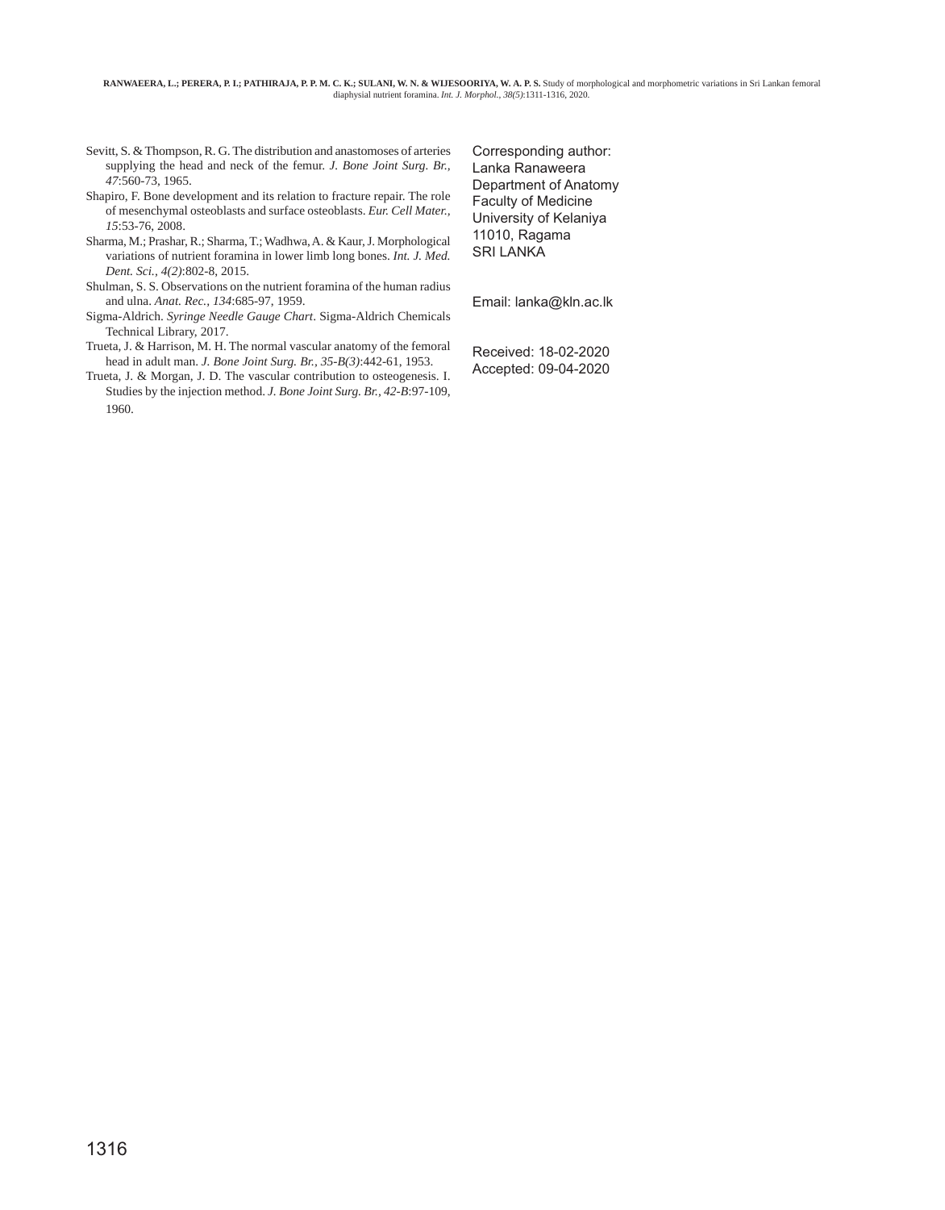Sevitt, S. & Thompson, R. G. The distribution and anastomoses of arteries supplying the head and neck of the femur. *J. Bone Joint Surg. Br., 47*:560-73, 1965.

Shapiro, F. Bone development and its relation to fracture repair. The role of mesenchymal osteoblasts and surface osteoblasts. *Eur. Cell Mater., 15*:53-76, 2008.

Sharma, M.; Prashar, R.; Sharma, T.; Wadhwa, A. & Kaur, J. Morphological variations of nutrient foramina in lower limb long bones. *Int. J. Med. Dent. Sci., 4(2)*:802-8, 2015.

Shulman, S. S. Observations on the nutrient foramina of the human radius and ulna. *Anat. Rec., 134*:685-97, 1959.

Sigma-Aldrich. *Syringe Needle Gauge Chart*. Sigma-Aldrich Chemicals Technical Library, 2017.

Trueta, J. & Harrison, M. H. The normal vascular anatomy of the femoral head in adult man. *J. Bone Joint Surg. Br., 35-B(3)*:442-61, 1953.

Trueta, J. & Morgan, J. D. The vascular contribution to osteogenesis. I. Studies by the injection method. *J. Bone Joint Surg. Br., 42-B*:97-109, 1960.

Corresponding author:
Lanka Ranaweera
Department of Anatomy
Faculty of Medicine
University of Kelaniya
11010, Ragama
SRI LANKA

Email: lanka@kln.ac.lk

Received: 18-02-2020
Accepted: 09-04-2020